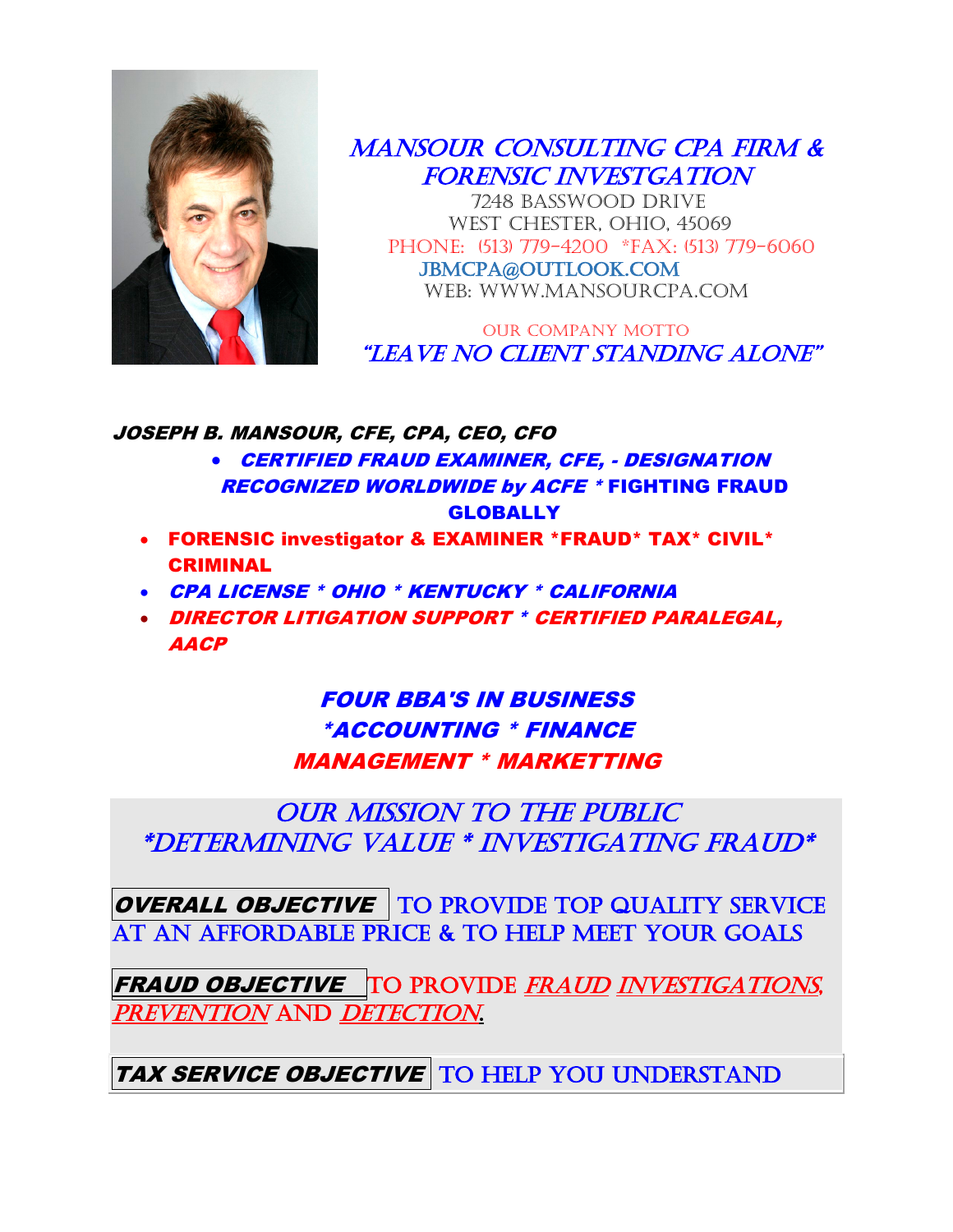# MANSOUR CONSULTING CPA FIRM & FORENSIC INVESTGATION

7248 BASSWOOD DRIVE
WEST CHESTER, OHIO, 45069
PHONE: (513) 779-4200 *FAX: (513) 779-6060
JBMCPA@OUTLOOK.COM
WEB: WWW.MANSOURCPA.COM

OUR COMPANY MOTTO
*"LEAVE NO CLIENT STANDING ALONE"*

***JOSEPH B. MANSOUR, CFE, CPA, CEO, CFO***

- ***CERTIFIED FRAUD EXAMINER, CFE, - DESIGNATION RECOGNIZED WORLDWIDE by ACFE*** * **FIGHTING FRAUD GLOBALLY**
- **FORENSIC investigator & EXAMINER *FRAUD* TAX* CIVIL* CRIMINAL**
- ***CPA LICENSE * OHIO * KENTUCKY * CALIFORNIA***
- ***DIRECTOR LITIGATION SUPPORT * CERTIFIED PARALEGAL, AACP***

***FOUR BBA'S IN BUSINESS***
***\*ACCOUNTING * FINANCE***
***MANAGEMENT * MARKETTING***

## OUR MISSION TO THE PUBLIC
## *DETERMINING VALUE * INVESTIGATING FRAUD*

***OVERALL OBJECTIVE*** TO PROVIDE TOP QUALITY SERVICE AT AN AFFORDABLE PRICE & TO HELP MEET YOUR GOALS

***FRAUD OBJECTIVE*** TO PROVIDE *FRAUD INVESTIGATIONS, PREVENTION* AND *DETECTION*.

***TAX SERVICE OBJECTIVE*** TO HELP YOU UNDERSTAND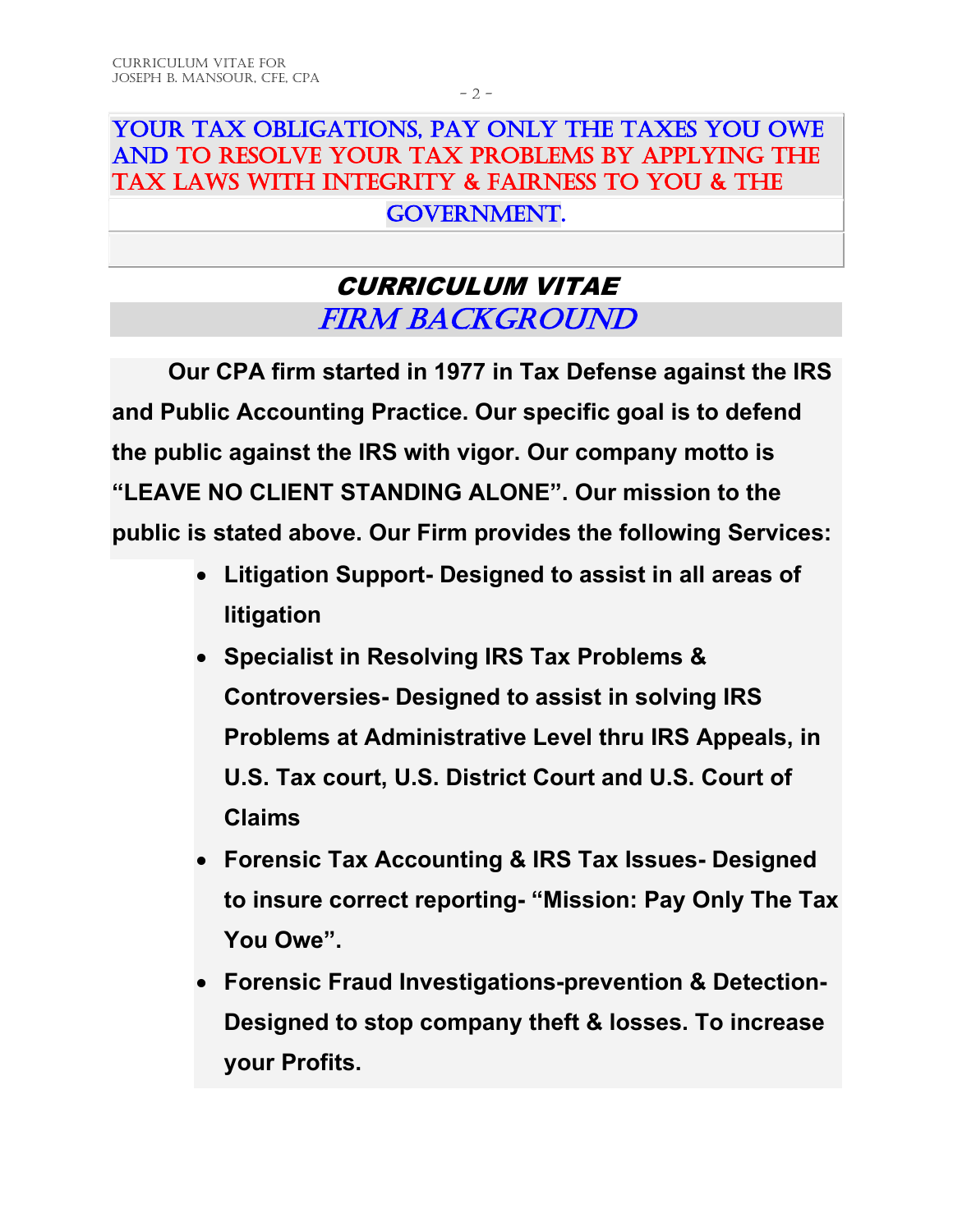YOUR TAX OBLIGATIONS, PAY ONLY THE TAXES YOU OWE AND TO RESOLVE YOUR TAX PROBLEMS BY APPLYING THE TAX LAWS WITH INTEGRITY & FAIRNESS TO YOU & THE GOVERNMENT.

# *CURRICULUM VITAE*

## *FIRM BACKGROUND*

**Our CPA firm started in 1977 in Tax Defense against the IRS and Public Accounting Practice. Our specific goal is to defend the public against the IRS with vigor. Our company motto is "LEAVE NO CLIENT STANDING ALONE". Our mission to the public is stated above. Our Firm provides the following Services:**

- **Litigation Support- Designed to assist in all areas of litigation**
- **Specialist in Resolving IRS Tax Problems & Controversies- Designed to assist in solving IRS Problems at Administrative Level thru IRS Appeals, in U.S. Tax court, U.S. District Court and U.S. Court of Claims**
- **Forensic Tax Accounting & IRS Tax Issues- Designed to insure correct reporting- "Mission: Pay Only The Tax You Owe".**
- **Forensic Fraud Investigations-prevention & Detection- Designed to stop company theft & losses. To increase your Profits.**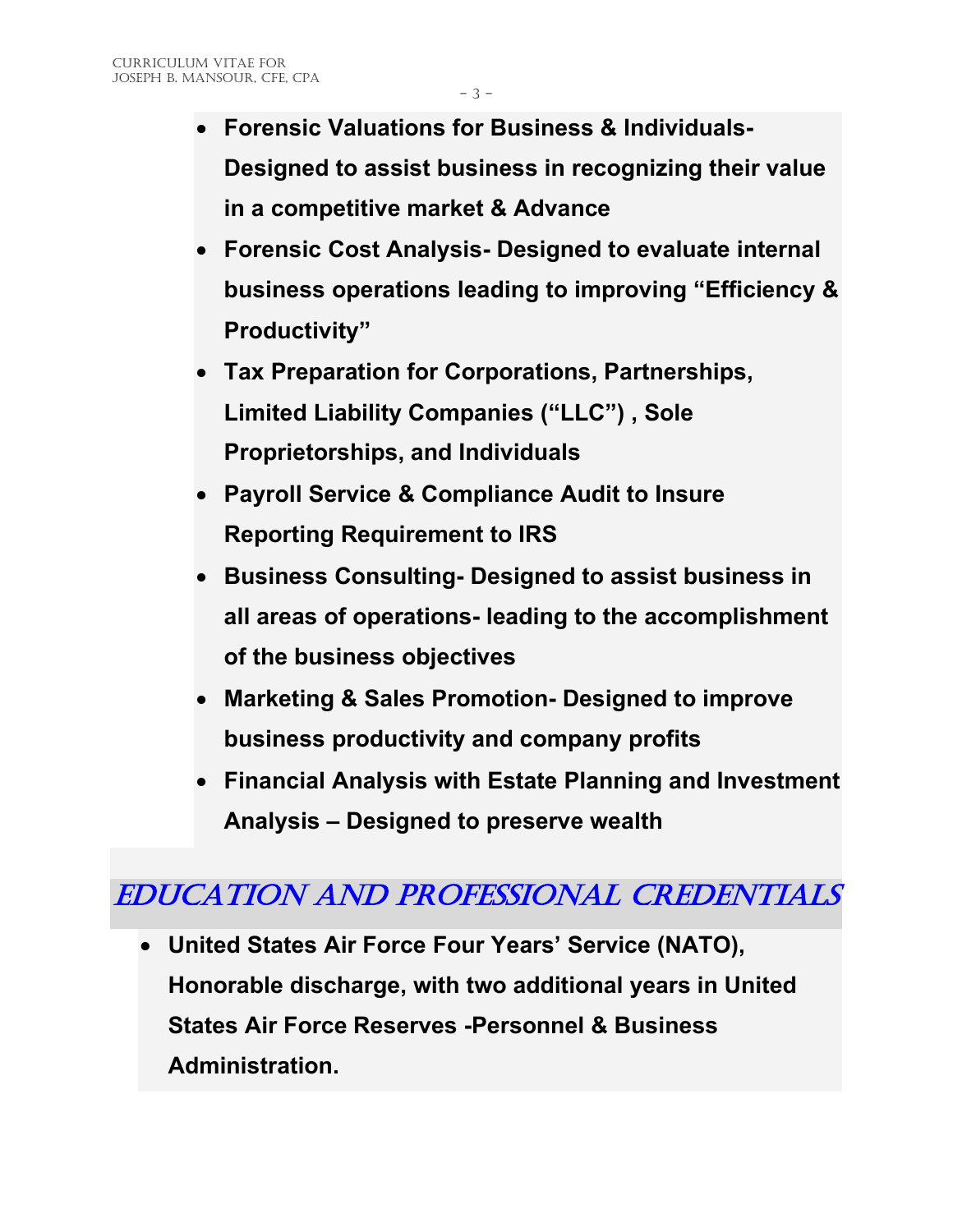- **Forensic Valuations for Business & Individuals- Designed to assist business in recognizing their value in a competitive market & Advance**
- **Forensic Cost Analysis- Designed to evaluate internal business operations leading to improving "Efficiency & Productivity"**
- **Tax Preparation for Corporations, Partnerships, Limited Liability Companies ("LLC") , Sole Proprietorships, and Individuals**
- **Payroll Service & Compliance Audit to Insure Reporting Requirement to IRS**
- **Business Consulting- Designed to assist business in all areas of operations- leading to the accomplishment of the business objectives**
- **Marketing & Sales Promotion- Designed to improve business productivity and company profits**
- **Financial Analysis with Estate Planning and Investment Analysis – Designed to preserve wealth**

## *EDUCATION AND PROFESSIONAL CREDENTIALS*

- **United States Air Force Four Years' Service (NATO), Honorable discharge, with two additional years in United States Air Force Reserves -Personnel & Business Administration.**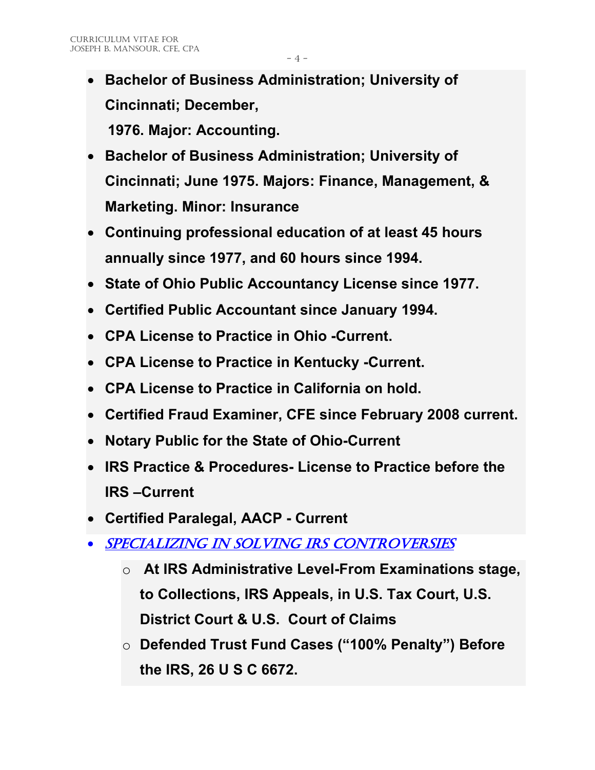- **Bachelor of Business Administration; University of Cincinnati; December, 1976. Major: Accounting.**
- **Bachelor of Business Administration; University of Cincinnati; June 1975. Majors: Finance, Management, & Marketing. Minor: Insurance**
- **Continuing professional education of at least 45 hours annually since 1977, and 60 hours since 1994.**
- **State of Ohio Public Accountancy License since 1977.**
- **Certified Public Accountant since January 1994.**
- **CPA License to Practice in Ohio -Current.**
- **CPA License to Practice in Kentucky -Current.**
- **CPA License to Practice in California on hold.**
- **Certified Fraud Examiner, CFE since February 2008 current.**
- **Notary Public for the State of Ohio-Current**
- **IRS Practice & Procedures- License to Practice before the IRS –Current**
- **Certified Paralegal, AACP - Current**
- *SPECIALIZING IN SOLVING IRS CONTROVERSIES*
  - **At IRS Administrative Level-From Examinations stage, to Collections, IRS Appeals, in U.S. Tax Court, U.S. District Court & U.S. Court of Claims**
  - **Defended Trust Fund Cases ("100% Penalty") Before the IRS, 26 U S C 6672.**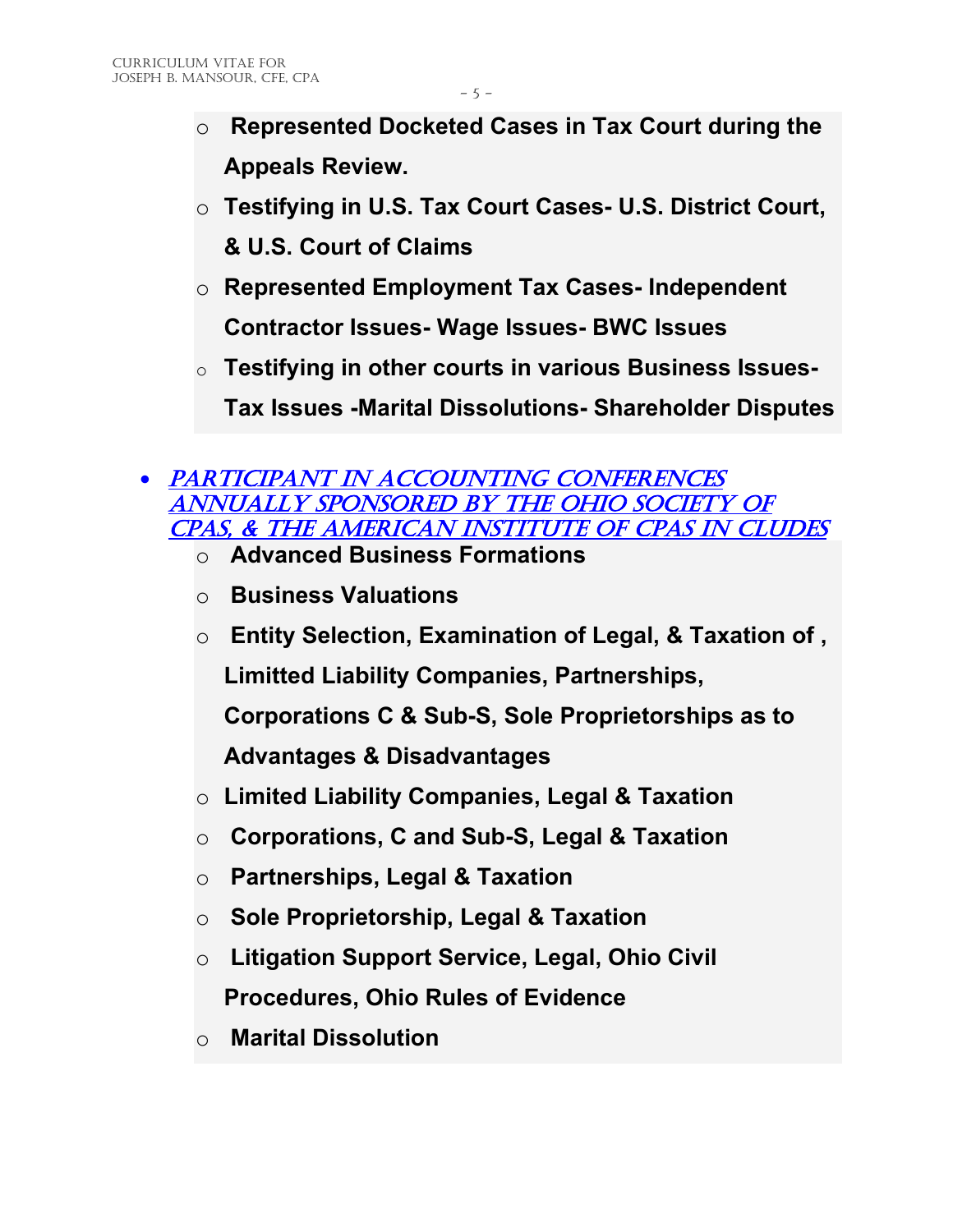- **Represented Docketed Cases in Tax Court during the Appeals Review.**
- **Testifying in U.S. Tax Court Cases- U.S. District Court, & U.S. Court of Claims**
- **Represented Employment Tax Cases- Independent Contractor Issues- Wage Issues- BWC Issues**
- **Testifying in other courts in various Business Issues- Tax Issues -Marital Dissolutions- Shareholder Disputes**

- ***PARTICIPANT IN ACCOUNTING CONFERENCES ANNUALLY SPONSORED BY THE OHIO SOCIETY OF CPAS, & THE AMERICAN INSTITUTE OF CPAS IN CLUDES***
  - **Advanced Business Formations**
  - **Business Valuations**
  - **Entity Selection, Examination of Legal, & Taxation of , Limitted Liability Companies, Partnerships, Corporations C & Sub-S, Sole Proprietorships as to Advantages & Disadvantages**
  - **Limited Liability Companies, Legal & Taxation**
  - **Corporations, C and Sub-S, Legal & Taxation**
  - **Partnerships, Legal & Taxation**
  - **Sole Proprietorship, Legal & Taxation**
  - **Litigation Support Service, Legal, Ohio Civil Procedures, Ohio Rules of Evidence**
  - **Marital Dissolution**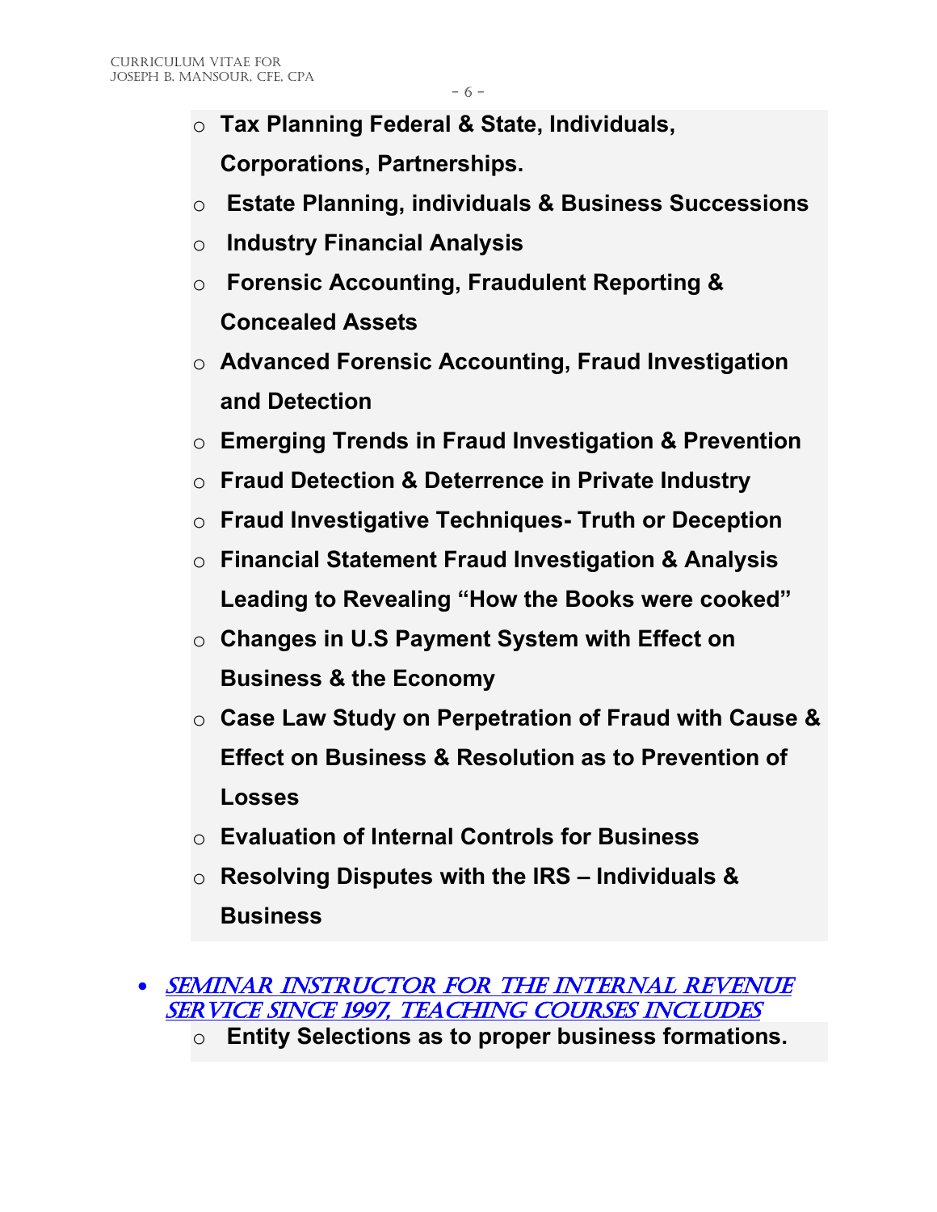- **Tax Planning Federal & State, Individuals, Corporations, Partnerships.**
- **Estate Planning, individuals & Business Successions**
- **Industry Financial Analysis**
- **Forensic Accounting, Fraudulent Reporting & Concealed Assets**
- **Advanced Forensic Accounting, Fraud Investigation and Detection**
- **Emerging Trends in Fraud Investigation & Prevention**
- **Fraud Detection & Deterrence in Private Industry**
- **Fraud Investigative Techniques- Truth or Deception**
- **Financial Statement Fraud Investigation & Analysis Leading to Revealing "How the Books were cooked"**
- **Changes in U.S Payment System with Effect on Business & the Economy**
- **Case Law Study on Perpetration of Fraud with Cause & Effect on Business & Resolution as to Prevention of Losses**
- **Evaluation of Internal Controls for Business**
- **Resolving Disputes with the IRS – Individuals & Business**

- ***Seminar Instructor for the Internal Revenue Service since 1997, teaching courses includes***
  - **Entity Selections as to proper business formations.**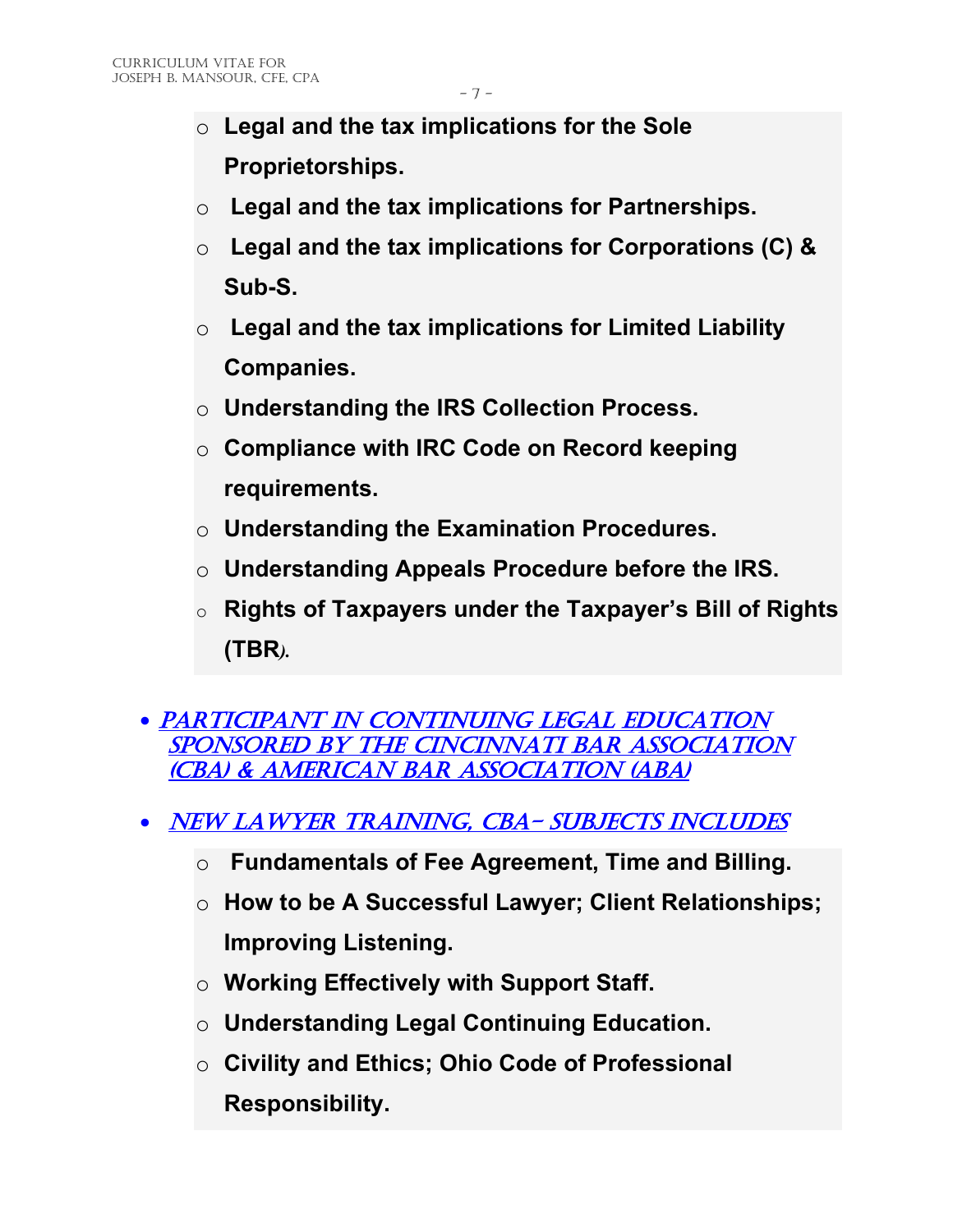- **Legal and the tax implications for the Sole Proprietorships.**
- **Legal and the tax implications for Partnerships.**
- **Legal and the tax implications for Corporations (C) & Sub-S.**
- **Legal and the tax implications for Limited Liability Companies.**
- **Understanding the IRS Collection Process.**
- **Compliance with IRC Code on Record keeping requirements.**
- **Understanding the Examination Procedures.**
- **Understanding Appeals Procedure before the IRS.**
- **Rights of Taxpayers under the Taxpayer's Bill of Rights (TBR).**

- *PARTICIPANT IN CONTINUING LEGAL EDUCATION SPONSORED BY THE CINCINNATI BAR ASSOCIATION (CBA) & AMERICAN BAR ASSOCIATION (ABA)*

- *NEW LAWYER TRAINING, CBA– SUBJECTS INCLUDES*
  - **Fundamentals of Fee Agreement, Time and Billing.**
  - **How to be A Successful Lawyer; Client Relationships; Improving Listening.**
  - **Working Effectively with Support Staff.**
  - **Understanding Legal Continuing Education.**
  - **Civility and Ethics; Ohio Code of Professional Responsibility.**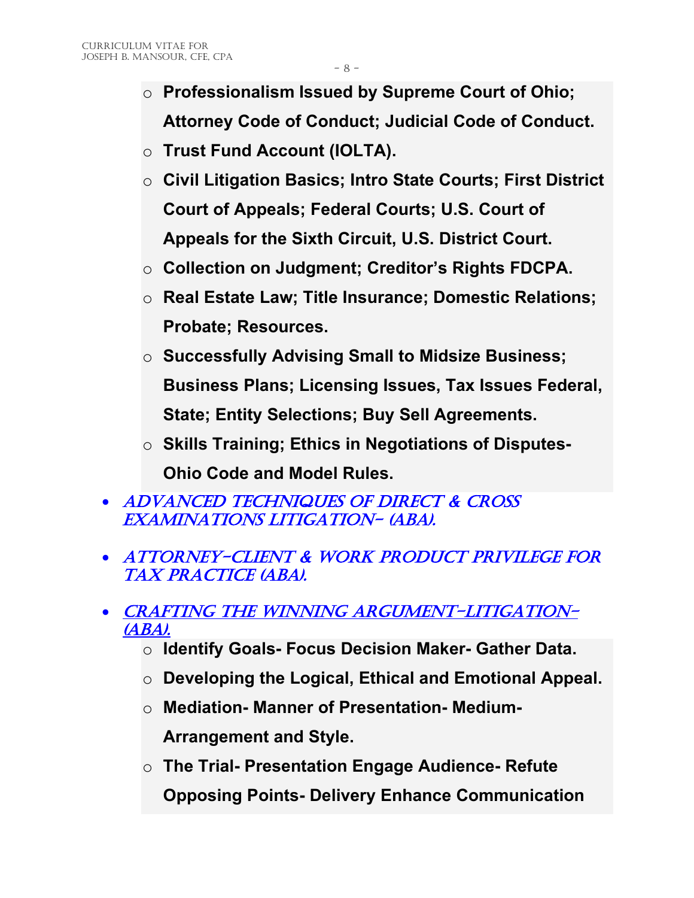- **Professionalism Issued by Supreme Court of Ohio; Attorney Code of Conduct; Judicial Code of Conduct.**
  - **Trust Fund Account (IOLTA).**
  - **Civil Litigation Basics; Intro State Courts; First District Court of Appeals; Federal Courts; U.S. Court of Appeals for the Sixth Circuit, U.S. District Court.**
  - **Collection on Judgment; Creditor's Rights FDCPA.**
  - **Real Estate Law; Title Insurance; Domestic Relations; Probate; Resources.**
  - **Successfully Advising Small to Midsize Business; Business Plans; Licensing Issues, Tax Issues Federal, State; Entity Selections; Buy Sell Agreements.**
  - **Skills Training; Ethics in Negotiations of Disputes- Ohio Code and Model Rules.**

- *ADVANCED TECHNIQUES OF DIRECT & CROSS EXAMINATIONS LITIGATION- (ABA).*

- *ATTORNEY-CLIENT & WORK PRODUCT PRIVILEGE FOR TAX PRACTICE (ABA).*

- *CRAFTING THE WINNING ARGUMENT-LITIGATION- (ABA).*
  - **Identify Goals- Focus Decision Maker- Gather Data.**
  - **Developing the Logical, Ethical and Emotional Appeal.**
  - **Mediation- Manner of Presentation- Medium- Arrangement and Style.**
  - **The Trial- Presentation Engage Audience- Refute Opposing Points- Delivery Enhance Communication**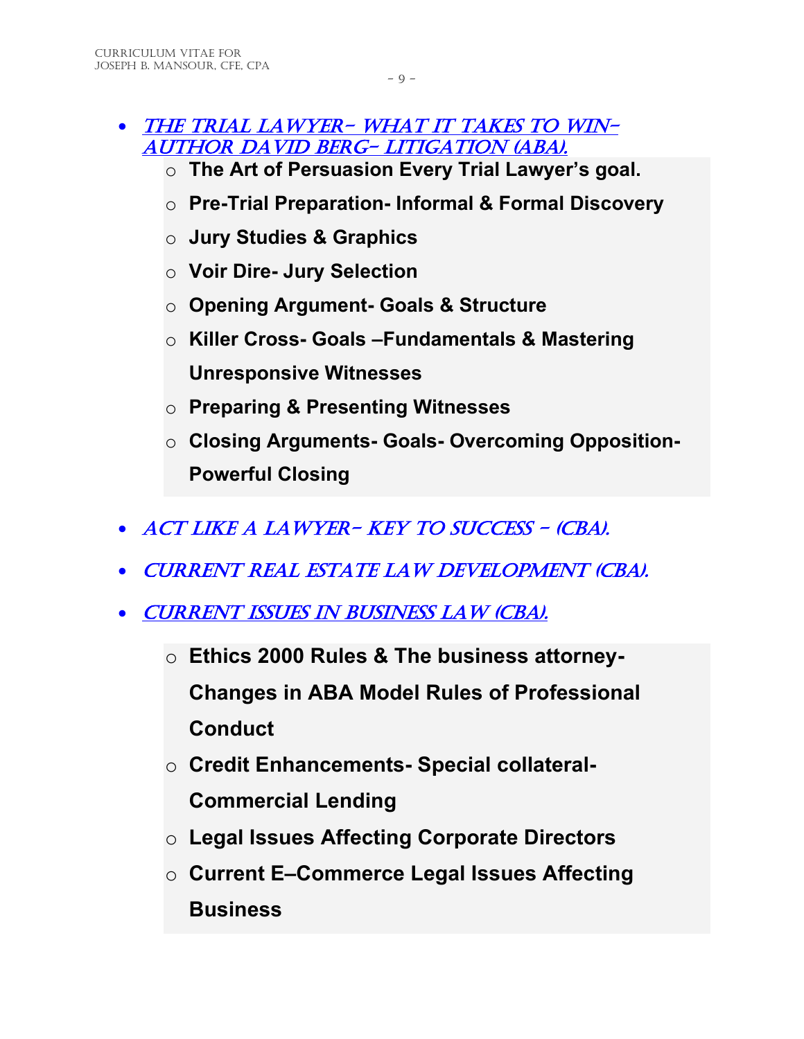- ***THE TRIAL LAWYER- WHAT IT TAKES TO WIN- AUTHOR DAVID BERG- LITIGATION (ABA).***
    - **The Art of Persuasion Every Trial Lawyer's goal.**
    - **Pre-Trial Preparation- Informal & Formal Discovery**
    - **Jury Studies & Graphics**
    - **Voir Dire- Jury Selection**
    - **Opening Argument- Goals & Structure**
    - **Killer Cross- Goals –Fundamentals & Mastering Unresponsive Witnesses**
    - **Preparing & Presenting Witnesses**
    - **Closing Arguments- Goals- Overcoming Opposition- Powerful Closing**
- ***ACT LIKE A LAWYER- KEY TO SUCCESS – (CBA).***
- ***CURRENT REAL ESTATE LAW DEVELOPMENT (CBA).***
- ***CURRENT ISSUES IN BUSINESS LAW (CBA).***
    - **Ethics 2000 Rules & The business attorney- Changes in ABA Model Rules of Professional Conduct**
    - **Credit Enhancements- Special collateral- Commercial Lending**
    - **Legal Issues Affecting Corporate Directors**
    - **Current E–Commerce Legal Issues Affecting Business**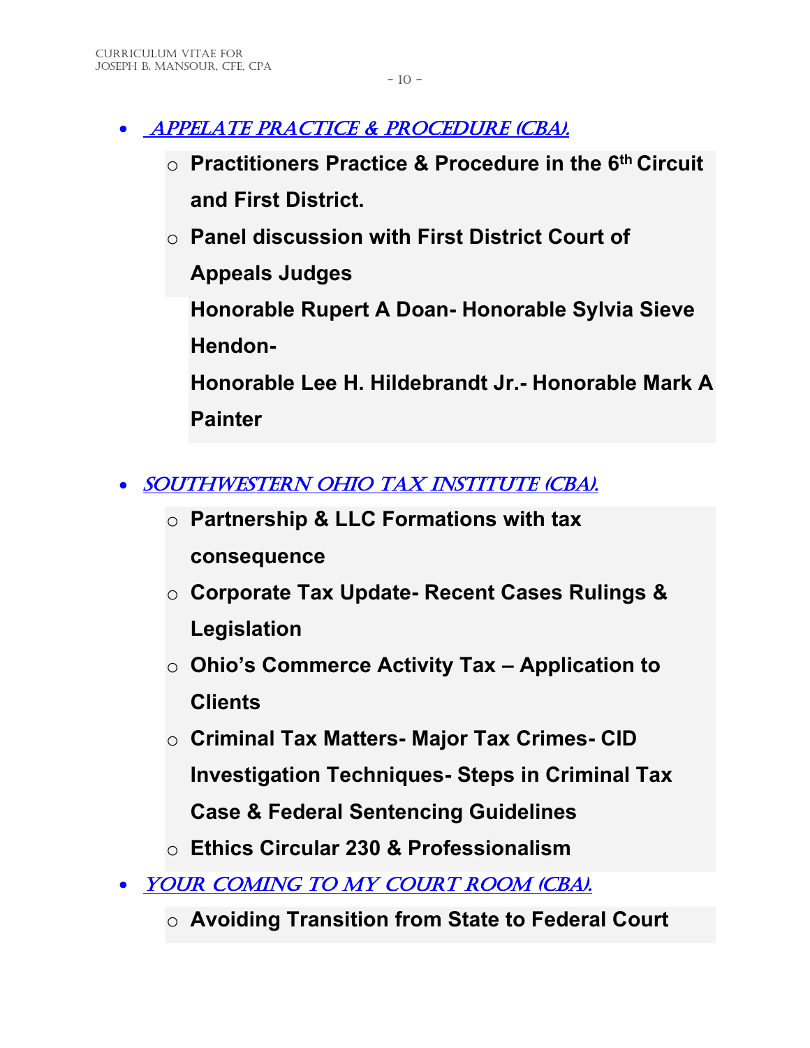- *APPELATE PRACTICE & PROCEDURE (CBA).*
  - **Practitioners Practice & Procedure in the 6th Circuit and First District.**
  - **Panel discussion with First District Court of Appeals Judges**

    **Honorable Rupert A Doan- Honorable Sylvia Sieve Hendon-**

    **Honorable Lee H. Hildebrandt Jr.- Honorable Mark A Painter**

- *SOUTHWESTERN OHIO TAX INSTITUTE (CBA).*
  - **Partnership & LLC Formations with tax consequence**
  - **Corporate Tax Update- Recent Cases Rulings & Legislation**
  - **Ohio's Commerce Activity Tax – Application to Clients**
  - **Criminal Tax Matters- Major Tax Crimes- CID Investigation Techniques- Steps in Criminal Tax Case & Federal Sentencing Guidelines**
  - **Ethics Circular 230 & Professionalism**
- *YOUR COMING TO MY COURT ROOM (CBA).*
  - **Avoiding Transition from State to Federal Court**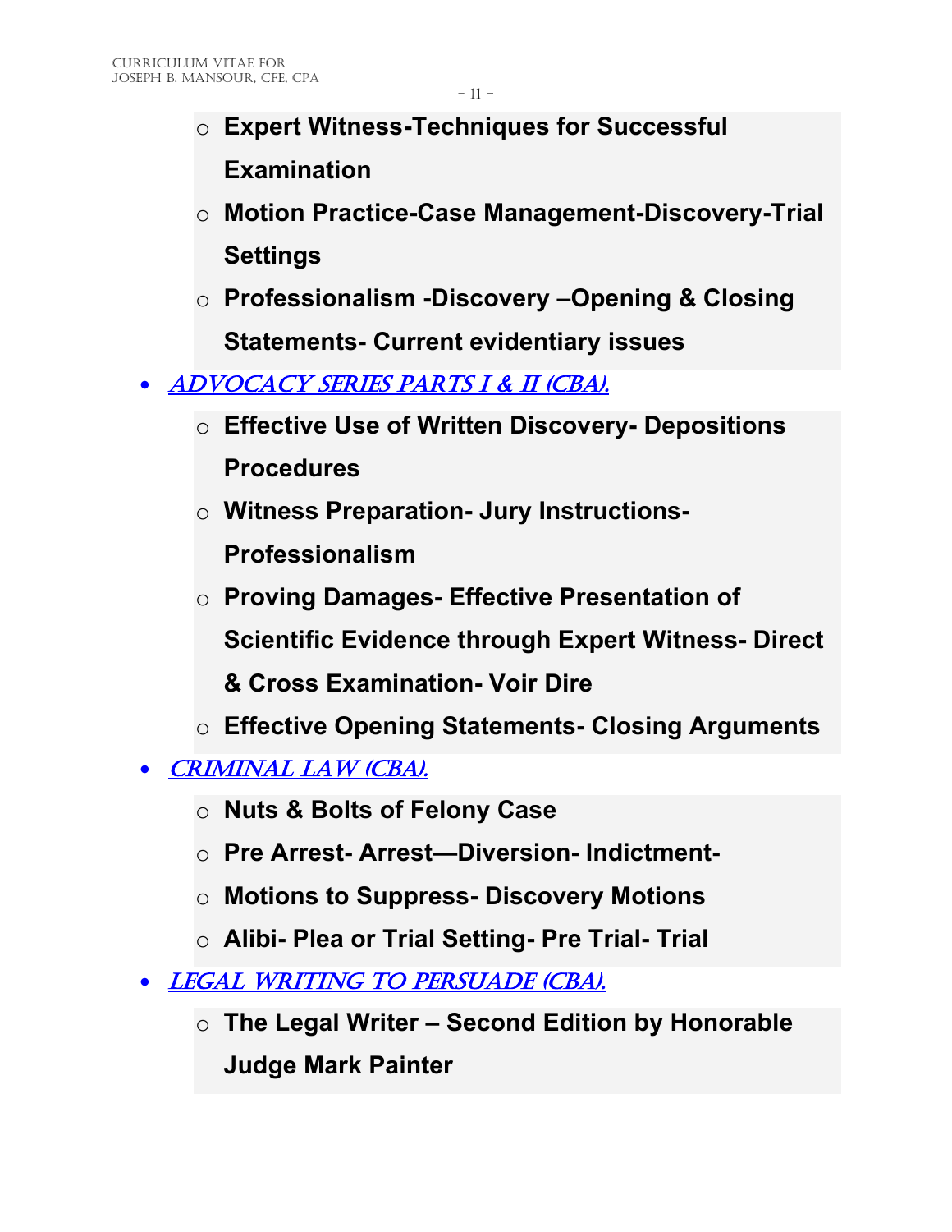- **Expert Witness-Techniques for Successful Examination**
- **Motion Practice-Case Management-Discovery-Trial Settings**
- **Professionalism -Discovery –Opening & Closing Statements- Current evidentiary issues**

- *ADVOCACY SERIES PARTS I & II (CBA).*
  - **Effective Use of Written Discovery- Depositions Procedures**
  - **Witness Preparation- Jury Instructions- Professionalism**
  - **Proving Damages- Effective Presentation of Scientific Evidence through Expert Witness- Direct & Cross Examination- Voir Dire**
  - **Effective Opening Statements- Closing Arguments**
- *CRIMINAL LAW (CBA).*
  - **Nuts & Bolts of Felony Case**
  - **Pre Arrest- Arrest—Diversion- Indictment-**
  - **Motions to Suppress- Discovery Motions**
  - **Alibi- Plea or Trial Setting- Pre Trial- Trial**
- *LEGAL WRITING TO PERSUADE (CBA).*
  - **The Legal Writer – Second Edition by Honorable Judge Mark Painter**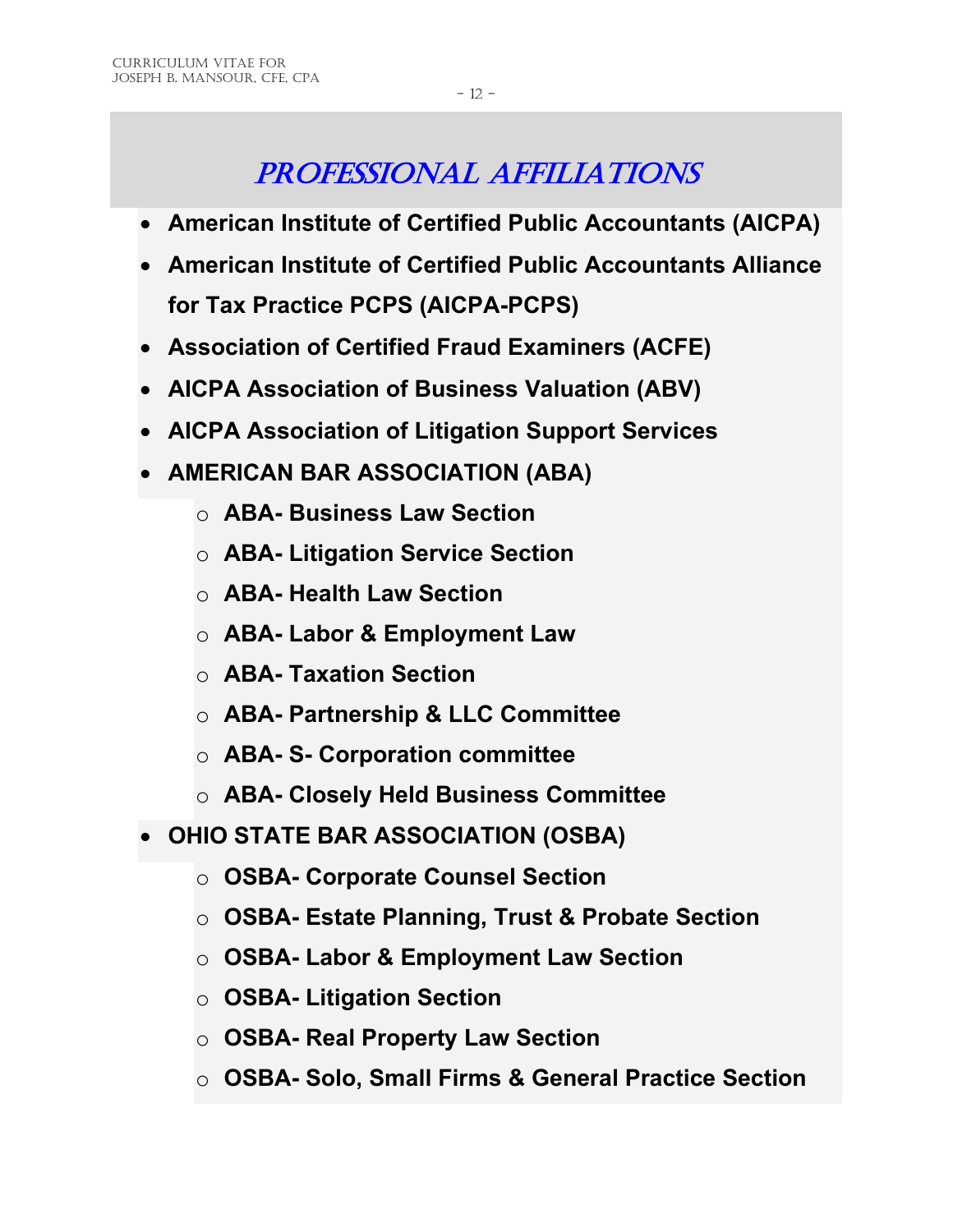# PROFESSIONAL AFFILIATIONS

- **American Institute of Certified Public Accountants (AICPA)**
- **American Institute of Certified Public Accountants Alliance for Tax Practice PCPS (AICPA-PCPS)**
- **Association of Certified Fraud Examiners (ACFE)**
- **AICPA Association of Business Valuation (ABV)**
- **AICPA Association of Litigation Support Services**
- **AMERICAN BAR ASSOCIATION (ABA)**
  - **ABA- Business Law Section**
  - **ABA- Litigation Service Section**
  - **ABA- Health Law Section**
  - **ABA- Labor & Employment Law**
  - **ABA- Taxation Section**
  - **ABA- Partnership & LLC Committee**
  - **ABA- S- Corporation committee**
  - **ABA- Closely Held Business Committee**
- **OHIO STATE BAR ASSOCIATION (OSBA)**
  - **OSBA- Corporate Counsel Section**
  - **OSBA- Estate Planning, Trust & Probate Section**
  - **OSBA- Labor & Employment Law Section**
  - **OSBA- Litigation Section**
  - **OSBA- Real Property Law Section**
  - **OSBA- Solo, Small Firms & General Practice Section**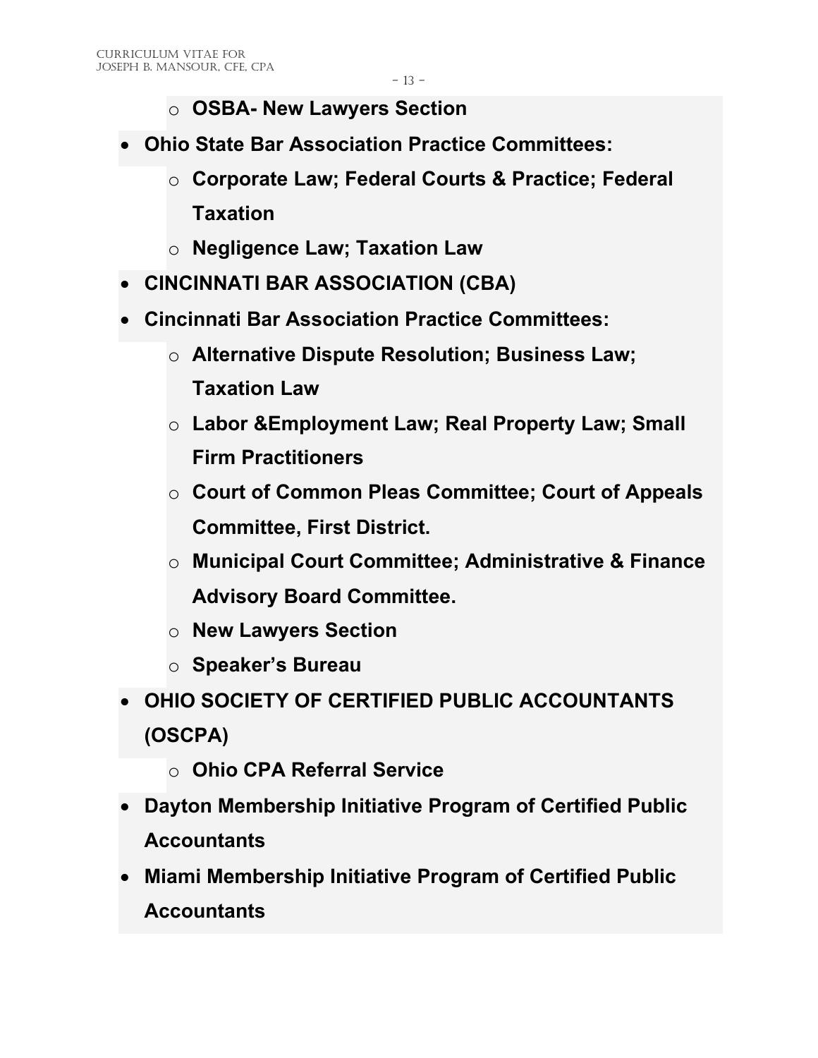- **OSBA- New Lawyers Section**
- **Ohio State Bar Association Practice Committees:**
  - **Corporate Law; Federal Courts & Practice; Federal Taxation**
  - **Negligence Law; Taxation Law**
- **CINCINNATI BAR ASSOCIATION (CBA)**
- **Cincinnati Bar Association Practice Committees:**
  - **Alternative Dispute Resolution; Business Law; Taxation Law**
  - **Labor &Employment Law; Real Property Law; Small Firm Practitioners**
  - **Court of Common Pleas Committee; Court of Appeals Committee, First District.**
  - **Municipal Court Committee; Administrative & Finance Advisory Board Committee.**
  - **New Lawyers Section**
  - **Speaker's Bureau**
- **OHIO SOCIETY OF CERTIFIED PUBLIC ACCOUNTANTS (OSCPA)**
  - **Ohio CPA Referral Service**
- **Dayton Membership Initiative Program of Certified Public Accountants**
- **Miami Membership Initiative Program of Certified Public Accountants**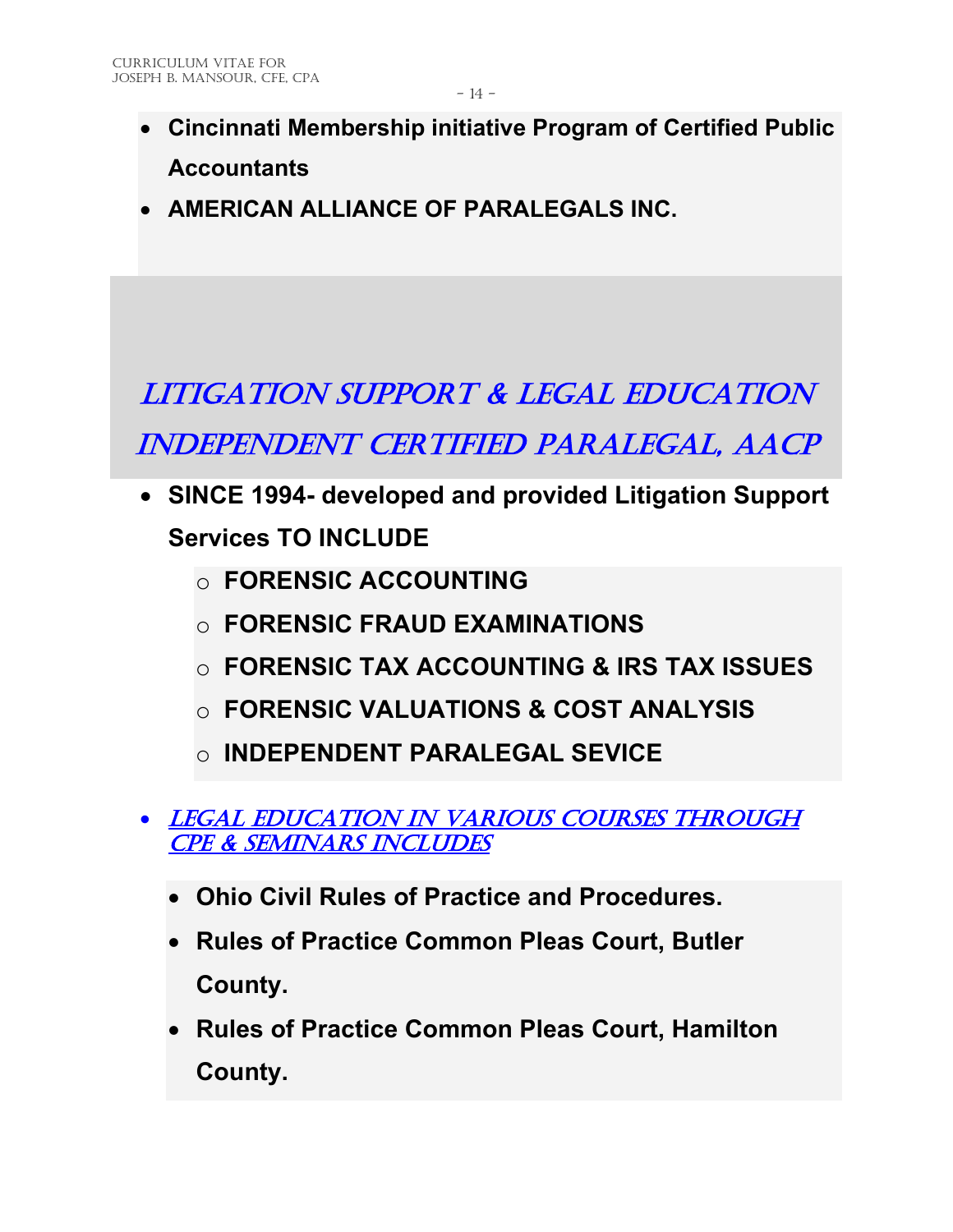- **Cincinnati Membership initiative Program of Certified Public Accountants**
- **AMERICAN ALLIANCE OF PARALEGALS INC.**

## *LITIGATION SUPPORT & LEGAL EDUCATION INDEPENDENT CERTIFIED PARALEGAL, AACP*

- **SINCE 1994- developed and provided Litigation Support Services TO INCLUDE**
  - **FORENSIC ACCOUNTING**
  - **FORENSIC FRAUD EXAMINATIONS**
  - **FORENSIC TAX ACCOUNTING & IRS TAX ISSUES**
  - **FORENSIC VALUATIONS & COST ANALYSIS**
  - **INDEPENDENT PARALEGAL SEVICE**

- *LEGAL EDUCATION IN VARIOUS COURSES THROUGH CPE & SEMINARS INCLUDES*
  - **Ohio Civil Rules of Practice and Procedures.**
  - **Rules of Practice Common Pleas Court, Butler County.**
  - **Rules of Practice Common Pleas Court, Hamilton County.**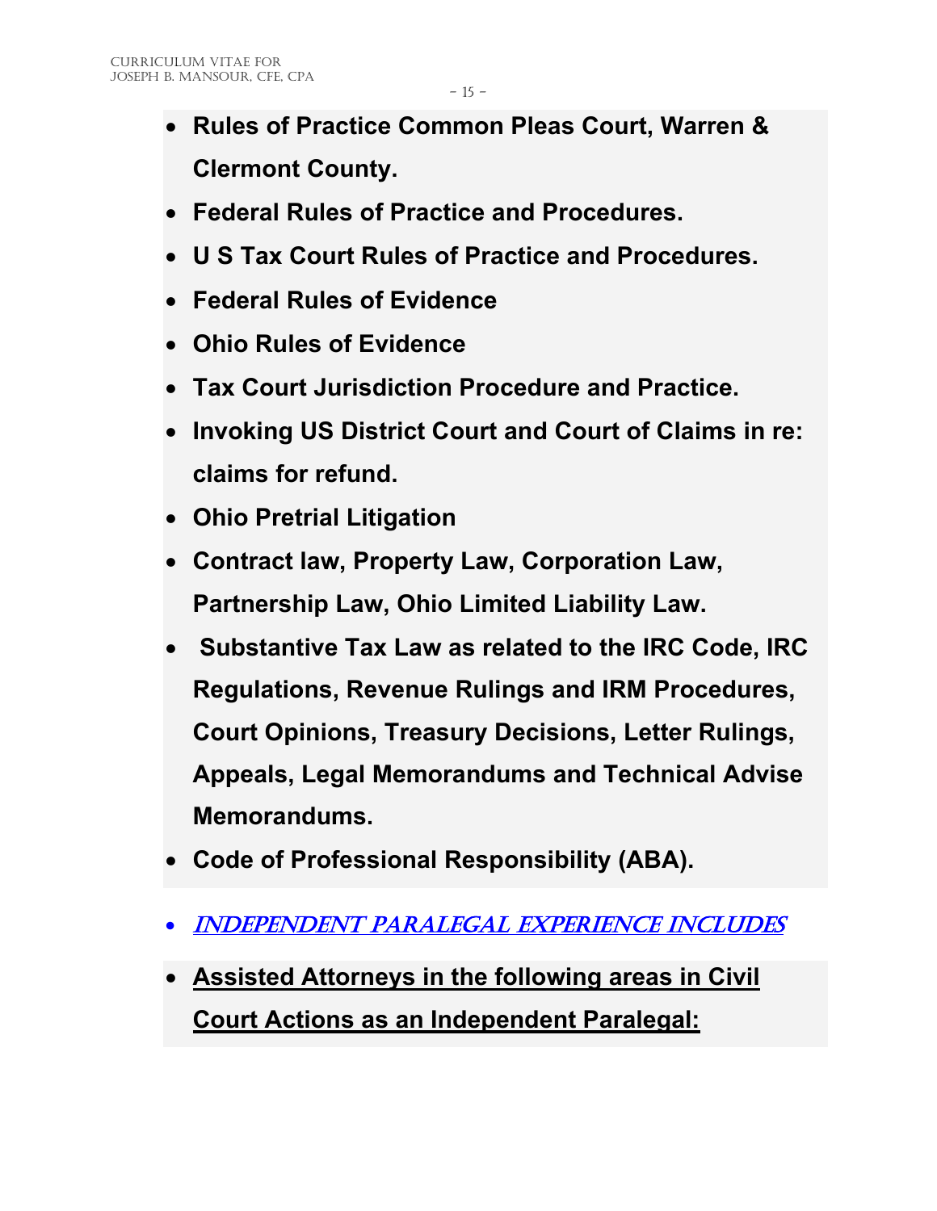- **Rules of Practice Common Pleas Court, Warren & Clermont County.**
- **Federal Rules of Practice and Procedures.**
- **U S Tax Court Rules of Practice and Procedures.**
- **Federal Rules of Evidence**
- **Ohio Rules of Evidence**
- **Tax Court Jurisdiction Procedure and Practice.**
- **Invoking US District Court and Court of Claims in re: claims for refund.**
- **Ohio Pretrial Litigation**
- **Contract law, Property Law, Corporation Law, Partnership Law, Ohio Limited Liability Law.**
- **Substantive Tax Law as related to the IRC Code, IRC Regulations, Revenue Rulings and IRM Procedures, Court Opinions, Treasury Decisions, Letter Rulings, Appeals, Legal Memorandums and Technical Advise Memorandums.**
- **Code of Professional Responsibility (ABA).**

- ***INDEPENDENT PARALEGAL EXPERIENCE INCLUDES***

- **Assisted Attorneys in the following areas in Civil Court Actions as an Independent Paralegal:**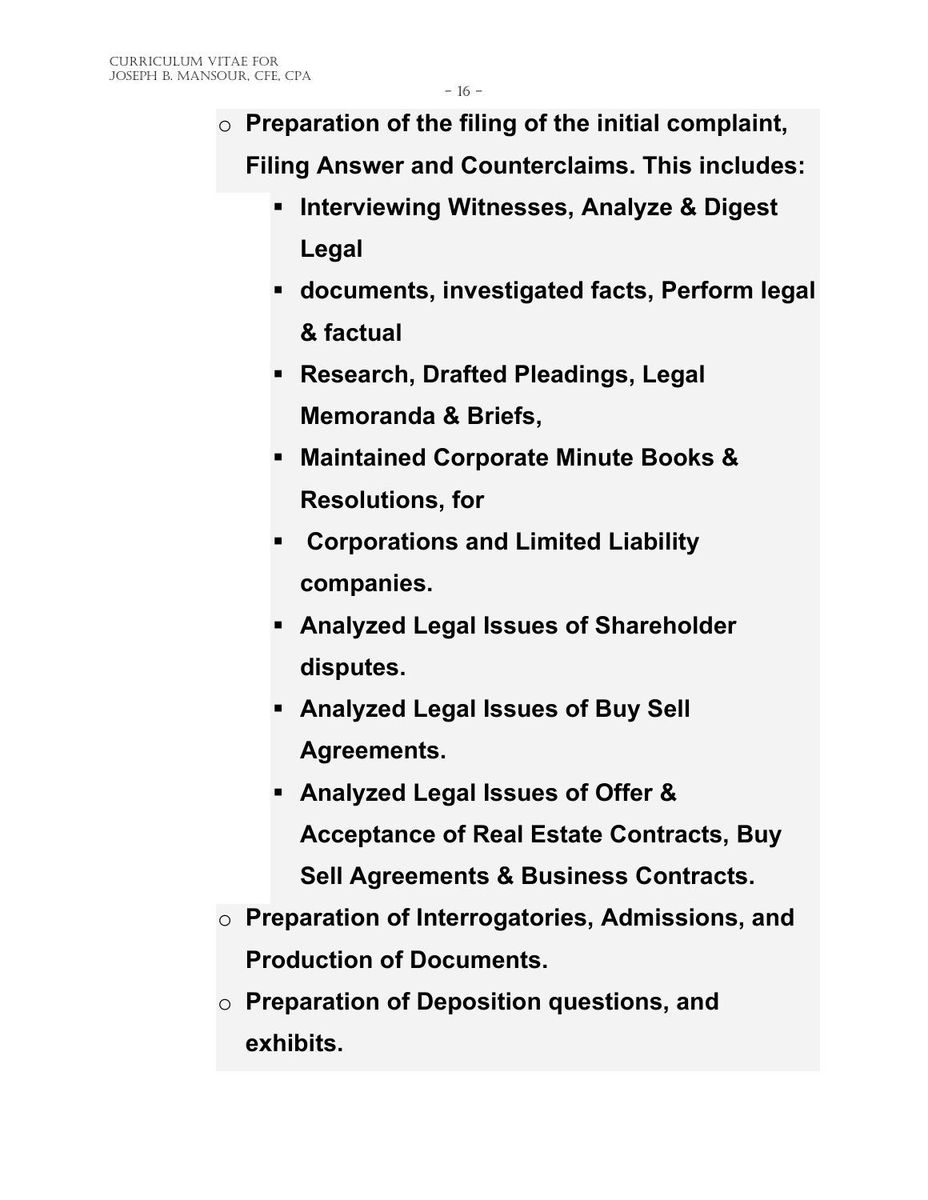- **Preparation of the filing of the initial complaint, Filing Answer and Counterclaims. This includes:**
  - **Interviewing Witnesses, Analyze & Digest Legal**
  - **documents, investigated facts, Perform legal & factual**
  - **Research, Drafted Pleadings, Legal Memoranda & Briefs,**
  - **Maintained Corporate Minute Books & Resolutions, for**
  - **Corporations and Limited Liability companies.**
  - **Analyzed Legal Issues of Shareholder disputes.**
  - **Analyzed Legal Issues of Buy Sell Agreements.**
  - **Analyzed Legal Issues of Offer & Acceptance of Real Estate Contracts, Buy Sell Agreements & Business Contracts.**
- **Preparation of Interrogatories, Admissions, and Production of Documents.**
- **Preparation of Deposition questions, and exhibits.**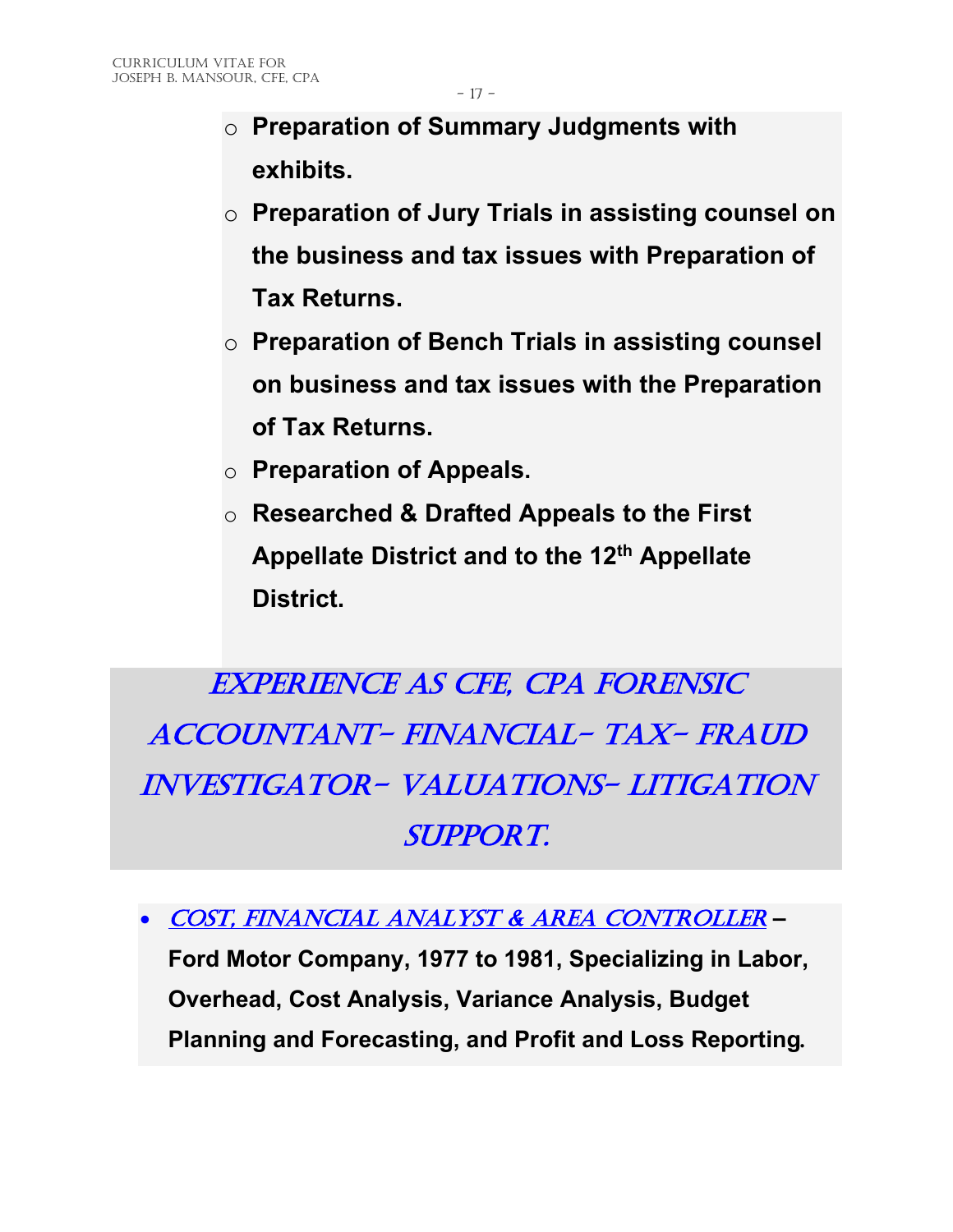- **Preparation of Summary Judgments with exhibits.**
- **Preparation of Jury Trials in assisting counsel on the business and tax issues with Preparation of Tax Returns.**
- **Preparation of Bench Trials in assisting counsel on business and tax issues with the Preparation of Tax Returns.**
- **Preparation of Appeals.**
- **Researched & Drafted Appeals to the First Appellate District and to the 12th Appellate District.**

# *EXPERIENCE AS CFE, CPA FORENSIC ACCOUNTANT- FINANCIAL- TAX- FRAUD INVESTIGATOR- VALUATIONS- LITIGATION SUPPORT.*

- *COST, FINANCIAL ANALYST & AREA CONTROLLER* – **Ford Motor Company, 1977 to 1981, Specializing in Labor, Overhead, Cost Analysis, Variance Analysis, Budget Planning and Forecasting, and Profit and Loss Reporting.**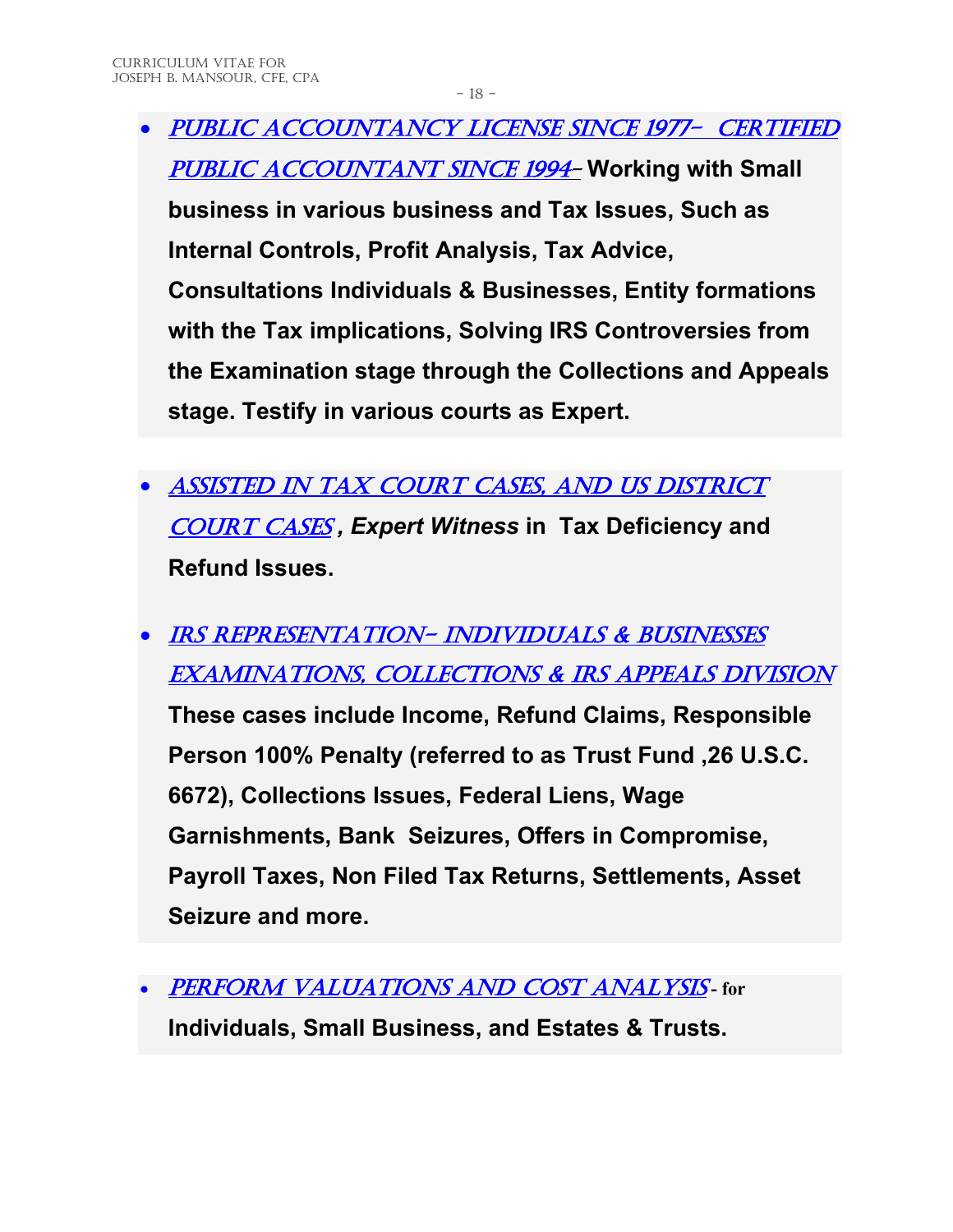- *PUBLIC ACCOUNTANCY LICENSE SINCE 1977- CERTIFIED PUBLIC ACCOUNTANT SINCE 1994*– **Working with Small business in various business and Tax Issues, Such as Internal Controls, Profit Analysis, Tax Advice, Consultations Individuals & Businesses, Entity formations with the Tax implications, Solving IRS Controversies from the Examination stage through the Collections and Appeals stage. Testify in various courts as Expert.**

- *ASSISTED IN TAX COURT CASES, AND US DISTRICT COURT CASES* **, *Expert Witness* in Tax Deficiency and Refund Issues.**

- *IRS REPRESENTATION- INDIVIDUALS & BUSINESSES EXAMINATIONS, COLLECTIONS & IRS APPEALS DIVISION* **These cases include Income, Refund Claims, Responsible Person 100% Penalty (referred to as Trust Fund ,26 U.S.C. 6672), Collections Issues, Federal Liens, Wage Garnishments, Bank Seizures, Offers in Compromise, Payroll Taxes, Non Filed Tax Returns, Settlements, Asset Seizure and more.**

- *PERFORM VALUATIONS AND COST ANALYSIS* **- for Individuals, Small Business, and Estates & Trusts.**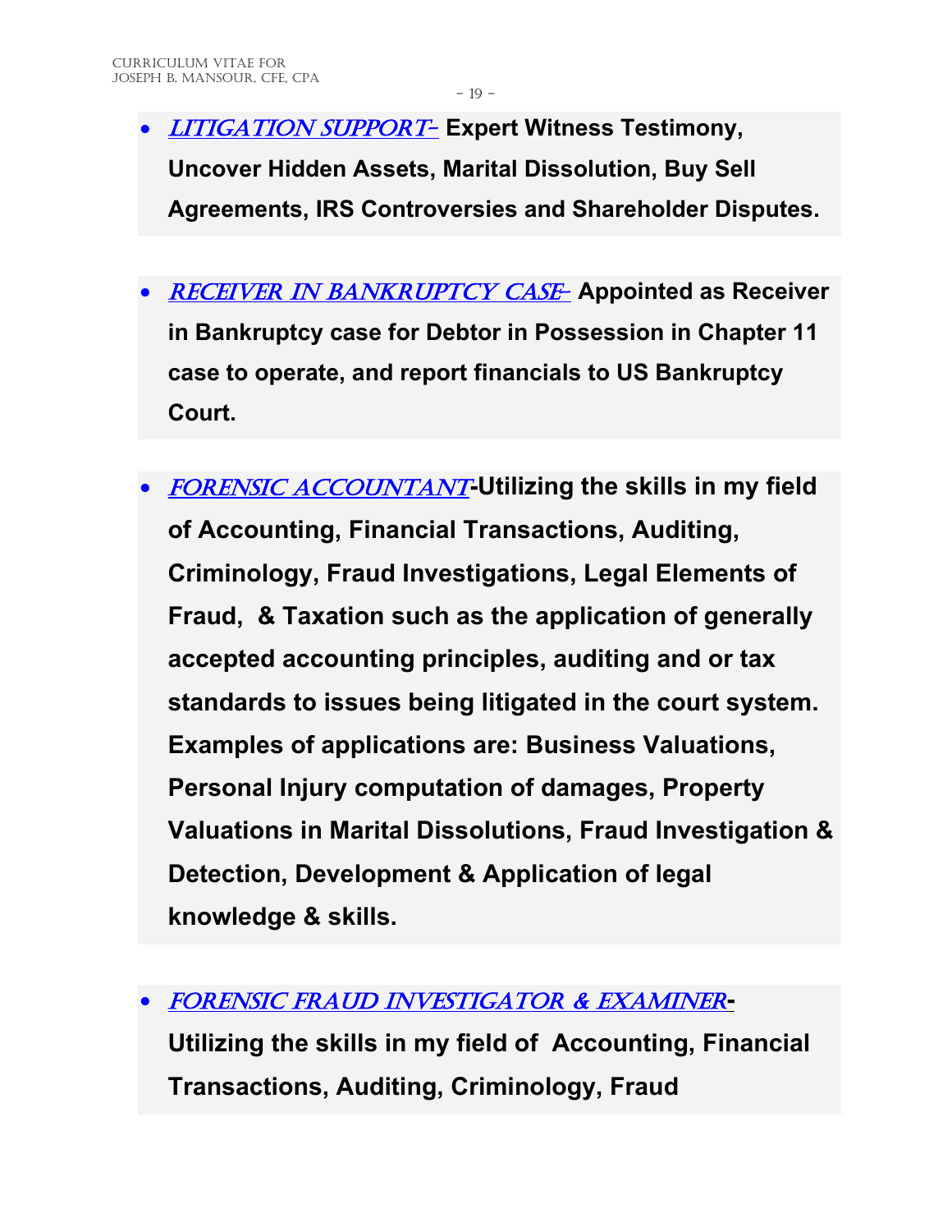- *LITIGATION SUPPORT-* **Expert Witness Testimony, Uncover Hidden Assets, Marital Dissolution, Buy Sell Agreements, IRS Controversies and Shareholder Disputes.**

- *RECEIVER IN BANKRUPTCY CASE-* **Appointed as Receiver in Bankruptcy case for Debtor in Possession in Chapter 11 case to operate, and report financials to US Bankruptcy Court.**

- *FORENSIC ACCOUNTANT*-**Utilizing the skills in my field of Accounting, Financial Transactions, Auditing, Criminology, Fraud Investigations, Legal Elements of Fraud, & Taxation such as the application of generally accepted accounting principles, auditing and or tax standards to issues being litigated in the court system. Examples of applications are: Business Valuations, Personal Injury computation of damages, Property Valuations in Marital Dissolutions, Fraud Investigation & Detection, Development & Application of legal knowledge & skills.**

- *FORENSIC FRAUD INVESTIGATOR & EXAMINER*- **Utilizing the skills in my field of Accounting, Financial Transactions, Auditing, Criminology, Fraud**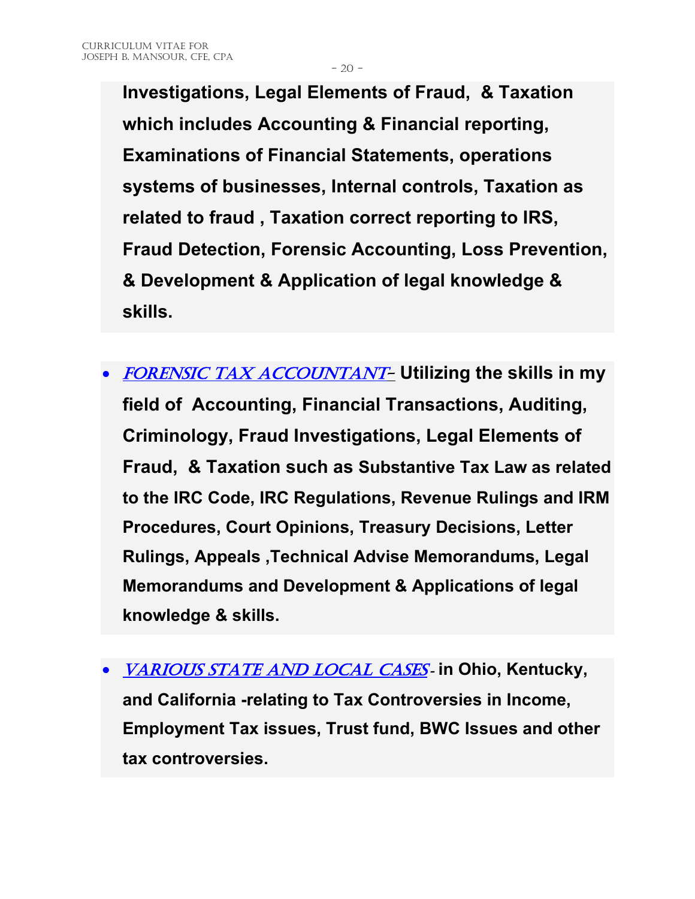**Investigations, Legal Elements of Fraud, & Taxation which includes Accounting & Financial reporting, Examinations of Financial Statements, operations systems of businesses, Internal controls, Taxation as related to fraud , Taxation correct reporting to IRS, Fraud Detection, Forensic Accounting, Loss Prevention, & Development & Application of legal knowledge & skills.**

- ***FORENSIC TAX ACCOUNTANT*- Utilizing the skills in my field of Accounting, Financial Transactions, Auditing, Criminology, Fraud Investigations, Legal Elements of Fraud, & Taxation such as Substantive Tax Law as related to the IRC Code, IRC Regulations, Revenue Rulings and IRM Procedures, Court Opinions, Treasury Decisions, Letter Rulings, Appeals ,Technical Advise Memorandums, Legal Memorandums and Development & Applications of legal knowledge & skills.**

- ***VARIOUS STATE AND LOCAL CASES*- in Ohio, Kentucky, and California -relating to Tax Controversies in Income, Employment Tax issues, Trust fund, BWC Issues and other tax controversies.**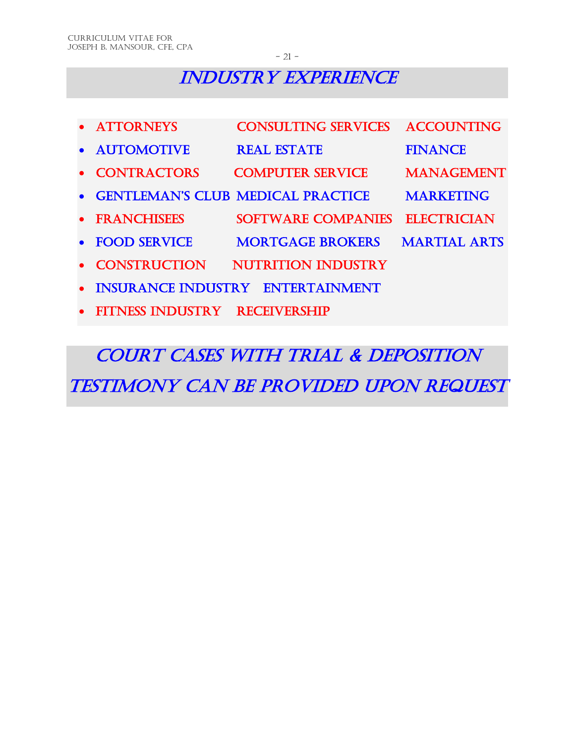# INDUSTRY EXPERIENCE

- ATTORNEYS CONSULTING SERVICES ACCOUNTING
- AUTOMOTIVE REAL ESTATE FINANCE
- CONTRACTORS COMPUTER SERVICE MANAGEMENT
- GENTLEMAN'S CLUB MEDICAL PRACTICE MARKETING
- FRANCHISEES SOFTWARE COMPANIES ELECTRICIAN
- FOOD SERVICE MORTGAGE BROKERS MARTIAL ARTS
- CONSTRUCTION NUTRITION INDUSTRY
- INSURANCE INDUSTRY ENTERTAINMENT
- FITNESS INDUSTRY RECEIVERSHIP

# COURT CASES WITH TRIAL & DEPOSITION TESTIMONY CAN BE PROVIDED UPON REQUEST